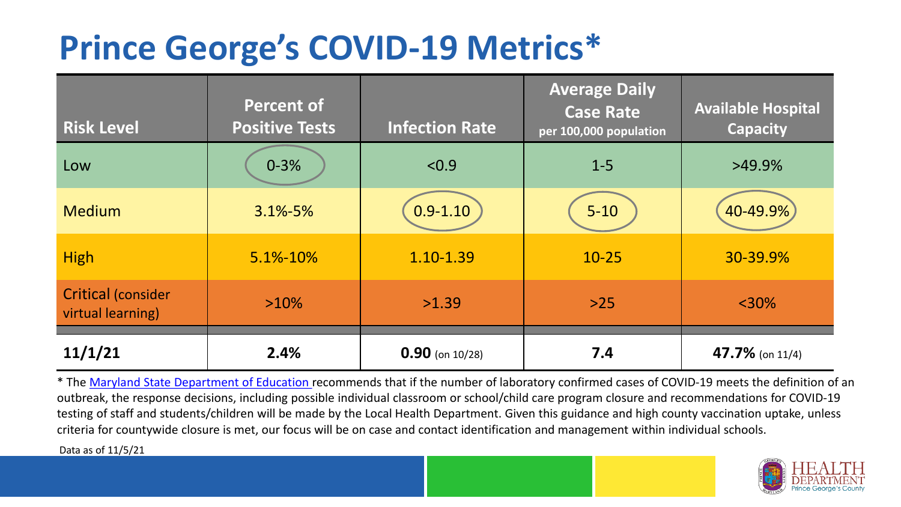# Prince George's COVID-19 Metrics*

| Risk Level | Percent of Positive Tests | Infection Rate | Average Daily Case Rate per 100,000 population | Available Hospital Capacity |
|---|---|---|---|---|
| Low | 0-3% | <0.9 | 1-5 | >49.9% |
| Medium | 3.1%-5% | 0.9-1.10 | 5-10 | 40-49.9% |
| High | 5.1%-10% | 1.10-1.39 | 10-25 | 30-39.9% |
| Critical (consider virtual learning) | >10% | >1.39 | >25 | <30% |
| **11/1/21** | **2.4%** | **0.90** (on 10/28) | **7.4** | **47.7%** (on 11/4) |

* The Maryland State Department of Education recommends that if the number of laboratory confirmed cases of COVID-19 meets the definition of an outbreak, the response decisions, including possible individual classroom or school/child care program closure and recommendations for COVID-19 testing of staff and students/children will be made by the Local Health Department. Given this guidance and high county vaccination uptake, unless criteria for countywide closure is met, our focus will be on case and contact identification and management within individual schools.

Data as of 11/5/21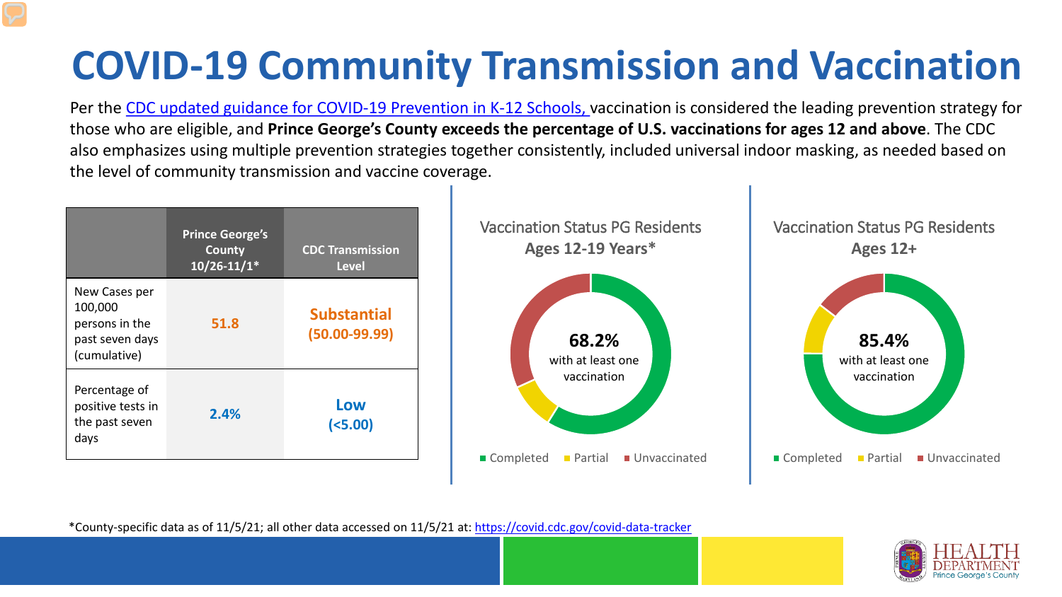# COVID-19 Community Transmission and Vaccination

Per the CDC updated guidance for COVID-19 Prevention in K-12 Schools, vaccination is considered the leading prevention strategy for those who are eligible, and **Prince George's County exceeds the percentage of U.S. vaccinations for ages 12 and above**. The CDC also emphasizes using multiple prevention strategies together consistently, included universal indoor masking, as needed based on the level of community transmission and vaccine coverage.

| | Prince George's County 10/26-11/1* | CDC Transmission Level |
|---|---|---|
| New Cases per 100,000 persons in the past seven days (cumulative) | 51.8 | Substantial (50.00-99.99) |
| Percentage of positive tests in the past seven days | 2.4% | Low (<5.00) |

**Vaccination Status PG Residents Ages 12-19 Years***

68.2% with at least one vaccination

Completed | Partial | Unvaccinated

**Vaccination Status PG Residents Ages 12+**

85.4% with at least one vaccination

Completed | Partial | Unvaccinated

*County-specific data as of 11/5/21; all other data accessed on 11/5/21 at: https://covid.cdc.gov/covid-data-tracker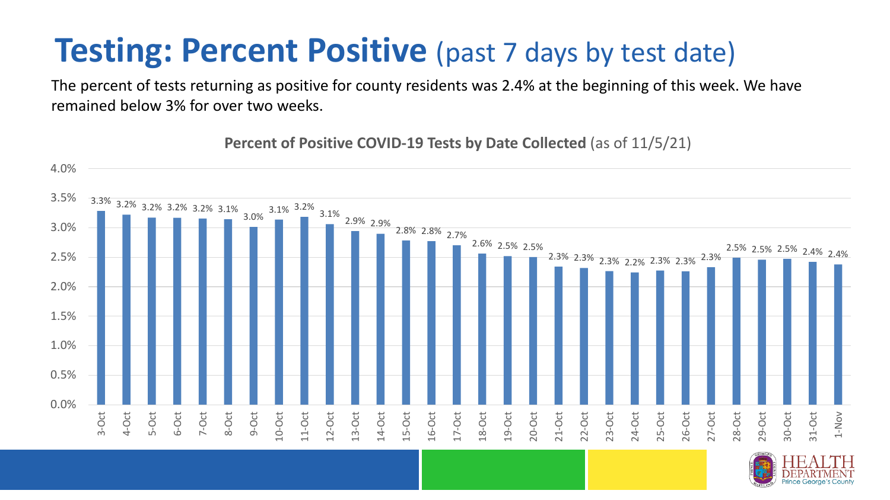# Testing: Percent Positive (past 7 days by test date)

The percent of tests returning as positive for county residents was 2.4% at the beginning of this week. We have remained below 3% for over two weeks.

**Percent of Positive COVID-19 Tests by Date Collected** (as of 11/5/21)

| Date | Percent Positive |
| --- | --- |
| 3-Oct | 3.3% |
| 4-Oct | 3.2% |
| 5-Oct | 3.2% |
| 6-Oct | 3.2% |
| 7-Oct | 3.2% |
| 8-Oct | 3.1% |
| 9-Oct | 3.0% |
| 10-Oct | 3.1% |
| 11-Oct | 3.2% |
| 12-Oct | 3.1% |
| 13-Oct | 2.9% |
| 14-Oct | 2.9% |
| 15-Oct | 2.8% |
| 16-Oct | 2.8% |
| 17-Oct | 2.7% |
| 18-Oct | 2.6% |
| 19-Oct | 2.5% |
| 20-Oct | 2.5% |
| 21-Oct | 2.3% |
| 22-Oct | 2.3% |
| 23-Oct | 2.3% |
| 24-Oct | 2.2% |
| 25-Oct | 2.3% |
| 26-Oct | 2.3% |
| 27-Oct | 2.3% |
| 28-Oct | 2.5% |
| 29-Oct | 2.5% |
| 30-Oct | 2.5% |
| 31-Oct | 2.4% |
| 1-Nov | 2.4% |

HEALTH DEPARTMENT Prince George's County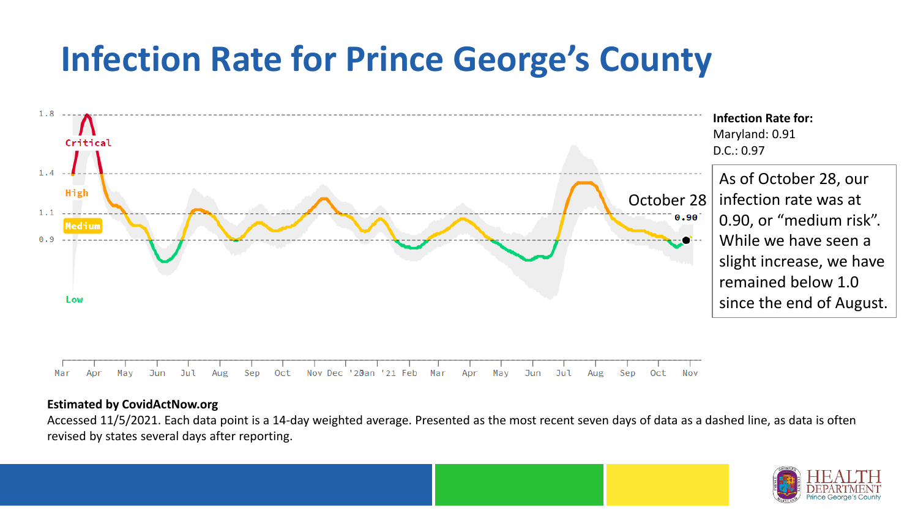# Infection Rate for Prince George's County

**Infection Rate for:**
Maryland: 0.91
D.C.: 0.97

As of October 28, our infection rate was at 0.90, or "medium risk". While we have seen a slight increase, we have remained below 1.0 since the end of August.

**Estimated by CovidActNow.org**

Accessed 11/5/2021. Each data point is a 14-day weighted average. Presented as the most recent seven days of data as a dashed line, as data is often revised by states several days after reporting.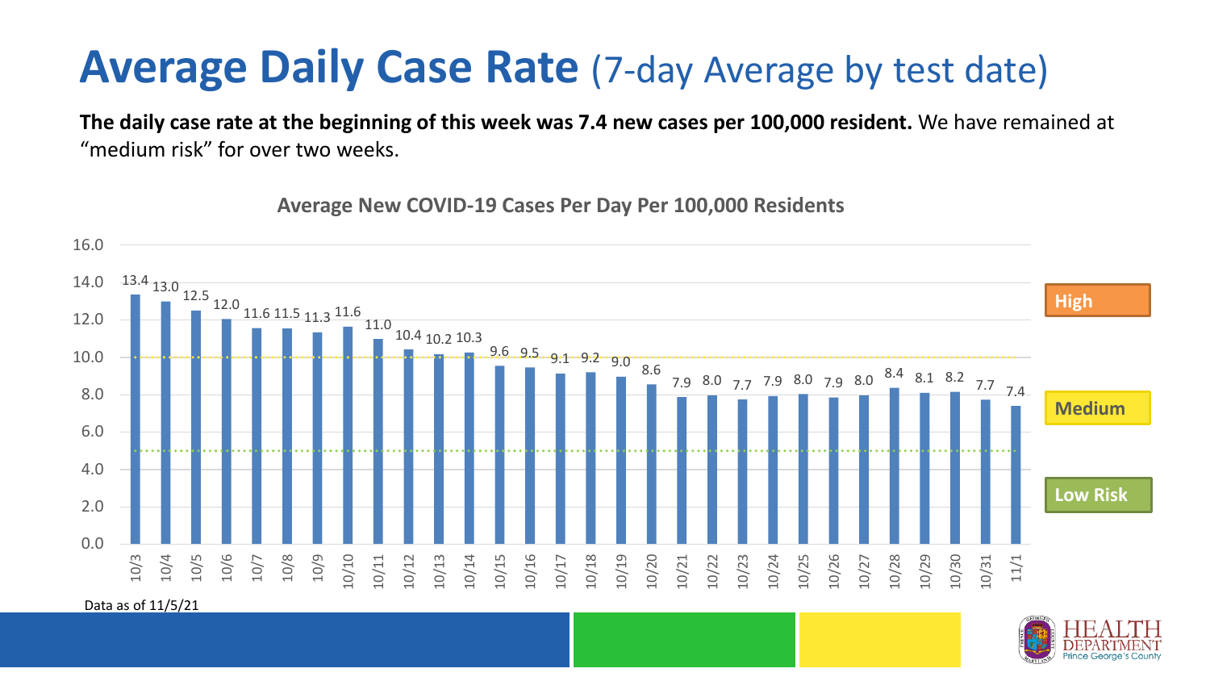# Average Daily Case Rate (7-day Average by test date)

**The daily case rate at the beginning of this week was 7.4 new cases per 100,000 resident.** We have remained at "medium risk" for over two weeks.

**Average New COVID-19 Cases Per Day Per 100,000 Residents**

| Date | Cases per 100,000 |
|---|---|
| 10/3 | 13.4 |
| 10/4 | 13.0 |
| 10/5 | 12.5 |
| 10/6 | 12.0 |
| 10/7 | 11.6 |
| 10/8 | 11.5 |
| 10/9 | 11.3 |
| 10/10 | 11.6 |
| 10/11 | 11.0 |
| 10/12 | 10.4 |
| 10/13 | 10.2 |
| 10/14 | 10.3 |
| 10/15 | 9.6 |
| 10/16 | 9.5 |
| 10/17 | 9.1 |
| 10/18 | 9.2 |
| 10/19 | 9.0 |
| 10/20 | 8.6 |
| 10/21 | 7.9 |
| 10/22 | 8.0 |
| 10/23 | 7.7 |
| 10/24 | 7.9 |
| 10/25 | 8.0 |
| 10/26 | 7.9 |
| 10/27 | 8.0 |
| 10/28 | 8.4 |
| 10/29 | 8.1 |
| 10/30 | 8.2 |
| 10/31 | 7.7 |
| 11/1 | 7.4 |

High

Medium

Low Risk

Data as of 11/5/21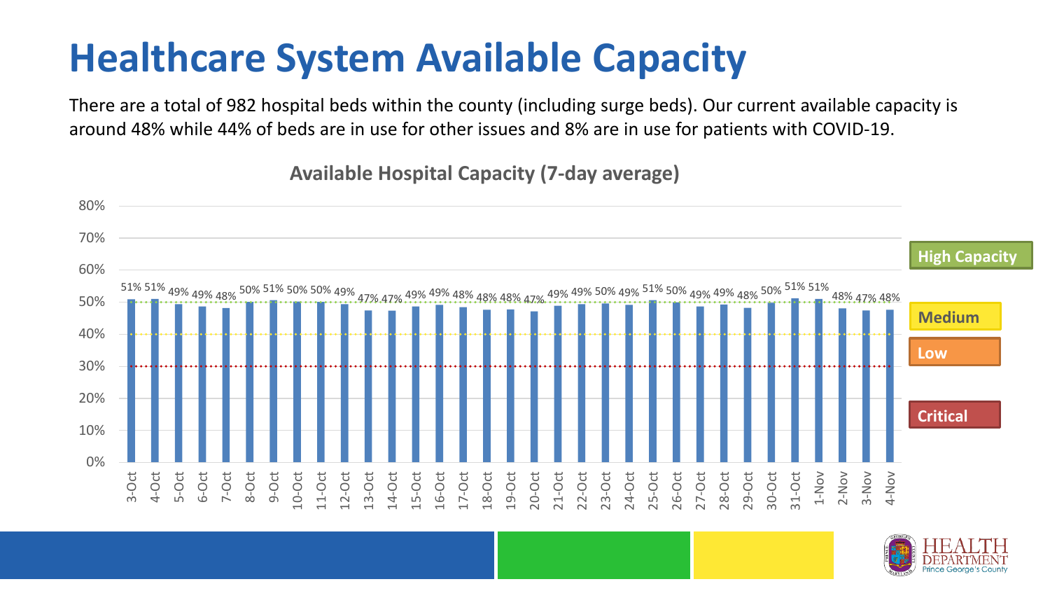# Healthcare System Available Capacity

There are a total of 982 hospital beds within the county (including surge beds). Our current available capacity is around 48% while 44% of beds are in use for other issues and 8% are in use for patients with COVID-19.

Available Hospital Capacity (7-day average)

80%
70%
60%
50%
40%
30%
20%
10%
0%

51% 51% 49% 49% 48% 50% 51% 50% 50% 49% 47% 47% 49% 49% 48% 48% 48% 47% 49% 49% 50% 49% 51% 50% 49% 49% 48% 50% 51% 51% 48% 47% 48%

3-Oct 4-Oct 5-Oct 6-Oct 7-Oct 8-Oct 9-Oct 10-Oct 11-Oct 12-Oct 13-Oct 14-Oct 15-Oct 16-Oct 17-Oct 18-Oct 19-Oct 20-Oct 21-Oct 22-Oct 23-Oct 24-Oct 25-Oct 26-Oct 27-Oct 28-Oct 29-Oct 30-Oct 31-Oct 1-Nov 2-Nov 3-Nov 4-Nov

High Capacity
Medium
Low
Critical